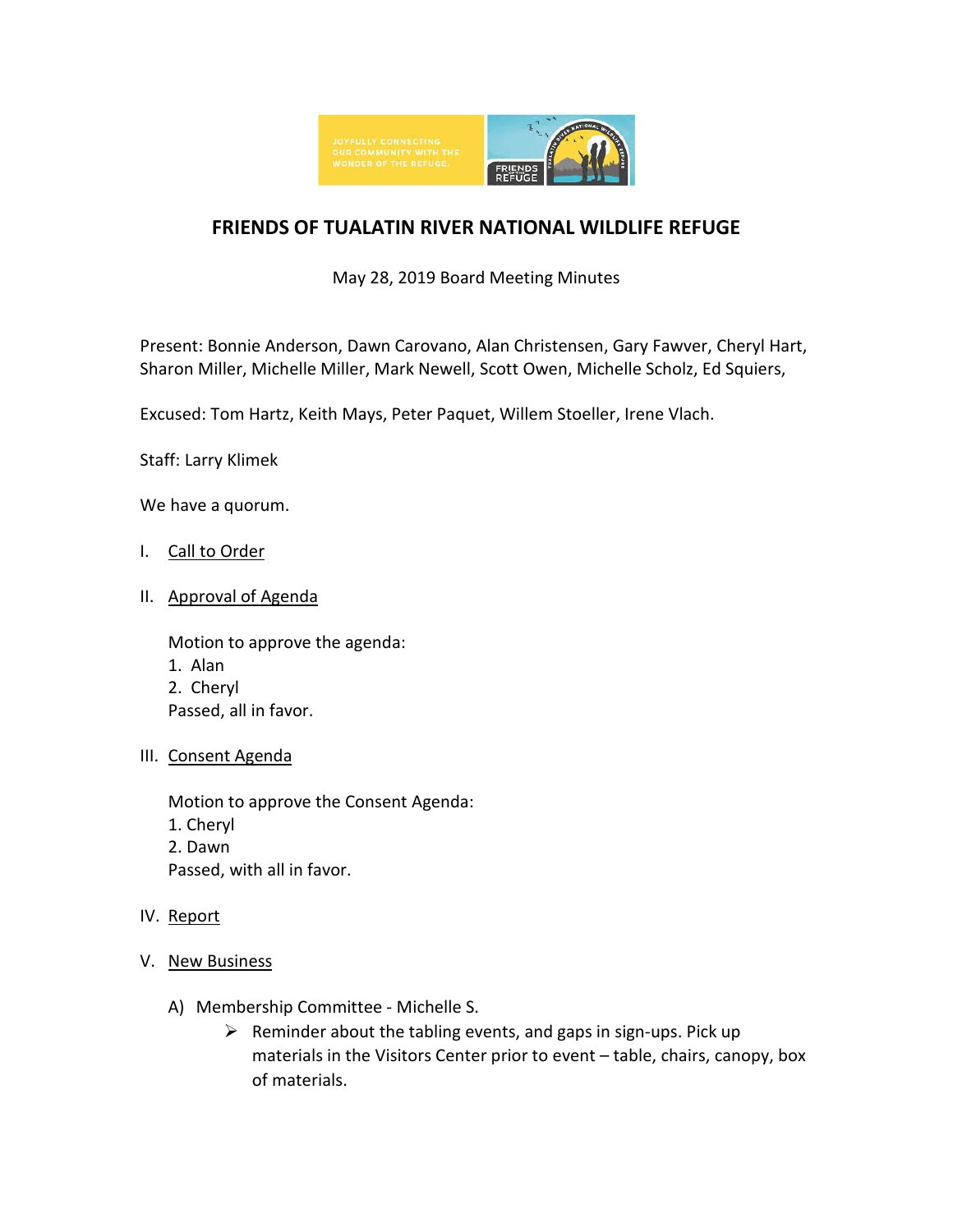# FRIENDS OF TUALATIN RIVER NATIONAL WILDLIFE REFUGE

May 28, 2019 Board Meeting Minutes

Present: Bonnie Anderson, Dawn Carovano, Alan Christensen, Gary Fawver, Cheryl Hart, Sharon Miller, Michelle Miller, Mark Newell, Scott Owen, Michelle Scholz, Ed Squiers,

Excused: Tom Hartz, Keith Mays, Peter Paquet, Willem Stoeller, Irene Vlach.

Staff: Larry Klimek

We have a quorum.

I. Call to Order

II. Approval of Agenda

Motion to approve the agenda:
1. Alan
2. Cheryl

Passed, all in favor.

III. Consent Agenda

Motion to approve the Consent Agenda:
1. Cheryl
2. Dawn

Passed, with all in favor.

IV. Report

V. New Business

A) Membership Committee - Michelle S.
- Reminder about the tabling events, and gaps in sign-ups. Pick up materials in the Visitors Center prior to event – table, chairs, canopy, box of materials.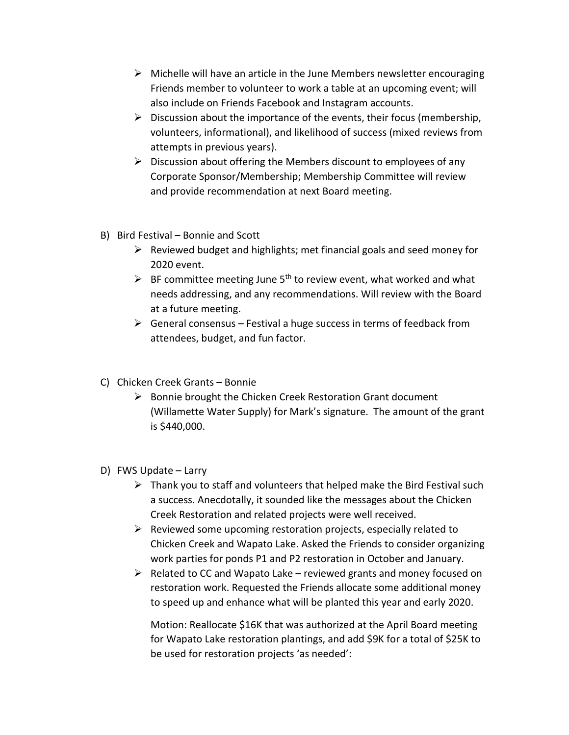- Michelle will have an article in the June Members newsletter encouraging Friends member to volunteer to work a table at an upcoming event; will also include on Friends Facebook and Instagram accounts.
- Discussion about the importance of the events, their focus (membership, volunteers, informational), and likelihood of success (mixed reviews from attempts in previous years).
- Discussion about offering the Members discount to employees of any Corporate Sponsor/Membership; Membership Committee will review and provide recommendation at next Board meeting.

B) Bird Festival – Bonnie and Scott

- Reviewed budget and highlights; met financial goals and seed money for 2020 event.
- BF committee meeting June 5th to review event, what worked and what needs addressing, and any recommendations. Will review with the Board at a future meeting.
- General consensus – Festival a huge success in terms of feedback from attendees, budget, and fun factor.

C) Chicken Creek Grants – Bonnie

- Bonnie brought the Chicken Creek Restoration Grant document (Willamette Water Supply) for Mark's signature. The amount of the grant is $440,000.

D) FWS Update – Larry

- Thank you to staff and volunteers that helped make the Bird Festival such a success. Anecdotally, it sounded like the messages about the Chicken Creek Restoration and related projects were well received.
- Reviewed some upcoming restoration projects, especially related to Chicken Creek and Wapato Lake. Asked the Friends to consider organizing work parties for ponds P1 and P2 restoration in October and January.
- Related to CC and Wapato Lake – reviewed grants and money focused on restoration work. Requested the Friends allocate some additional money to speed up and enhance what will be planted this year and early 2020.

  Motion: Reallocate $16K that was authorized at the April Board meeting for Wapato Lake restoration plantings, and add $9K for a total of $25K to be used for restoration projects 'as needed':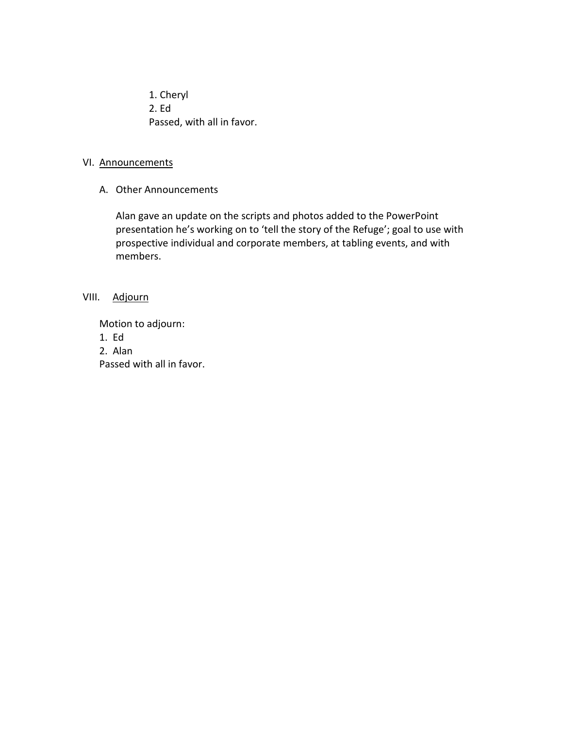1. Cheryl
2. Ed

Passed, with all in favor.

## VI. Announcements

### A. Other Announcements

Alan gave an update on the scripts and photos added to the PowerPoint presentation he's working on to 'tell the story of the Refuge'; goal to use with prospective individual and corporate members, at tabling events, and with members.

## VIII. Adjourn

Motion to adjourn:

1. Ed
2. Alan

Passed with all in favor.